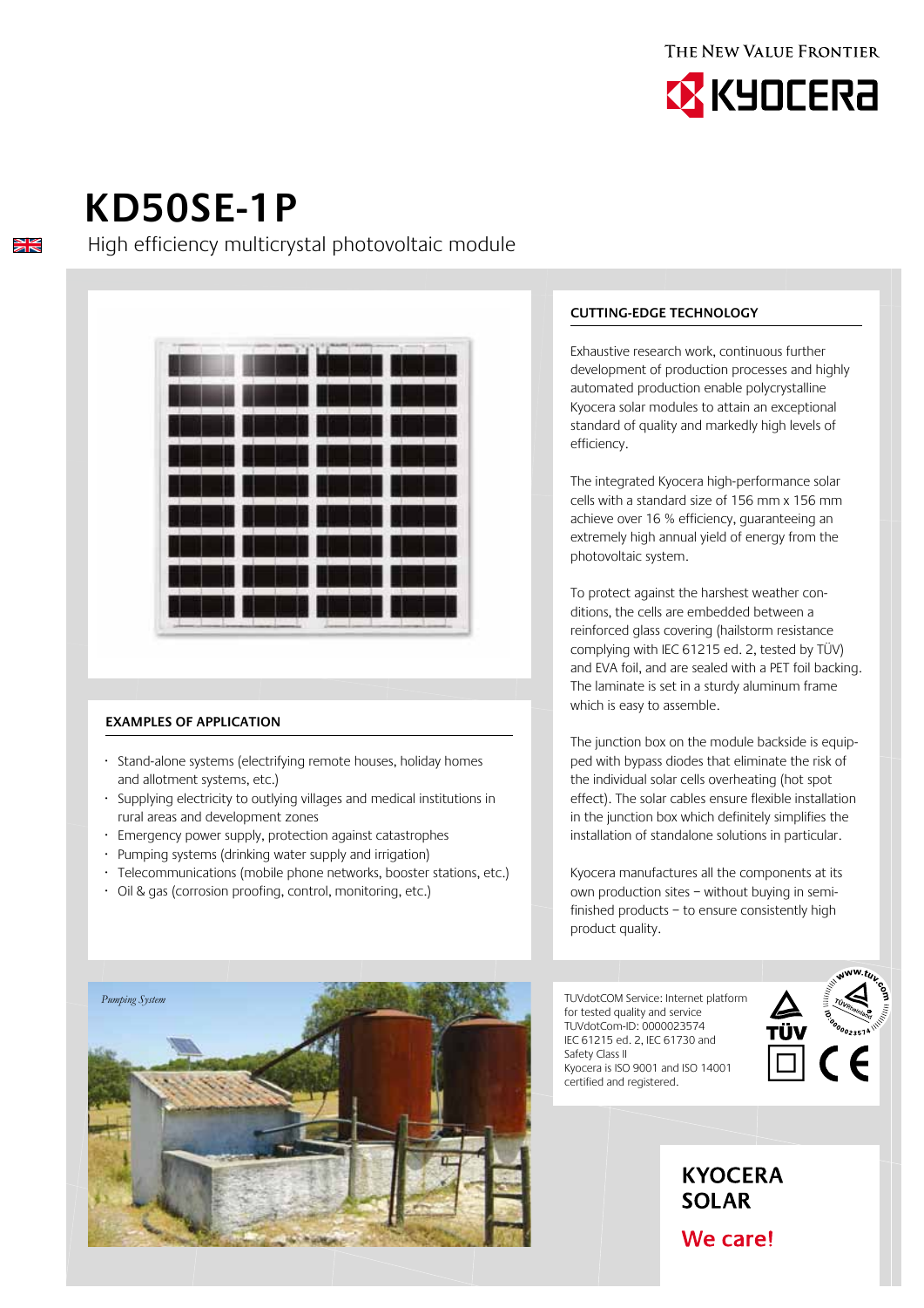THE NEW VALUE FRONTIER

KYOCERA

# KD50SE-1P

High efficiency multicrystal photovoltaic module

## CUTTING-EDGE TECHNOLOGY

Exhaustive research work, continuous further development of production processes and highly automated production enable polycrystalline Kyocera solar modules to attain an exceptional standard of quality and markedly high levels of efficiency.

The integrated Kyocera high-performance solar cells with a standard size of 156 mm x 156 mm achieve over 16 % efficiency, guaranteeing an extremely high annual yield of energy from the photovoltaic system.

To protect against the harshest weather conditions, the cells are embedded between a reinforced glass covering (hailstorm resistance complying with IEC 61215 ed. 2, tested by TÜV) and EVA foil, and are sealed with a PET foil backing. The laminate is set in a sturdy aluminum frame which is easy to assemble.

The junction box on the module backside is equipped with bypass diodes that eliminate the risk of the individual solar cells overheating (hot spot effect). The solar cables ensure flexible installation in the junction box which definitely simplifies the installation of standalone solutions in particular.

Kyocera manufactures all the components at its own production sites – without buying in semi-finished products – to ensure consistently high product quality.

## EXAMPLES OF APPLICATION

- Stand-alone systems (electrifying remote houses, holiday homes and allotment systems, etc.)
- Supplying electricity to outlying villages and medical institutions in rural areas and development zones
- Emergency power supply, protection against catastrophes
- Pumping systems (drinking water supply and irrigation)
- Telecommunications (mobile phone networks, booster stations, etc.)
- Oil & gas (corrosion proofing, control, monitoring, etc.)

*Pumping System*

TUVdotCOM Service: Internet platform for tested quality and service
TUVdotCom-ID: 0000023574
IEC 61215 ed. 2, IEC 61730 and Safety Class II
Kyocera is ISO 9001 and ISO 14001 certified and registered.

**KYOCERA SOLAR**

**We care!**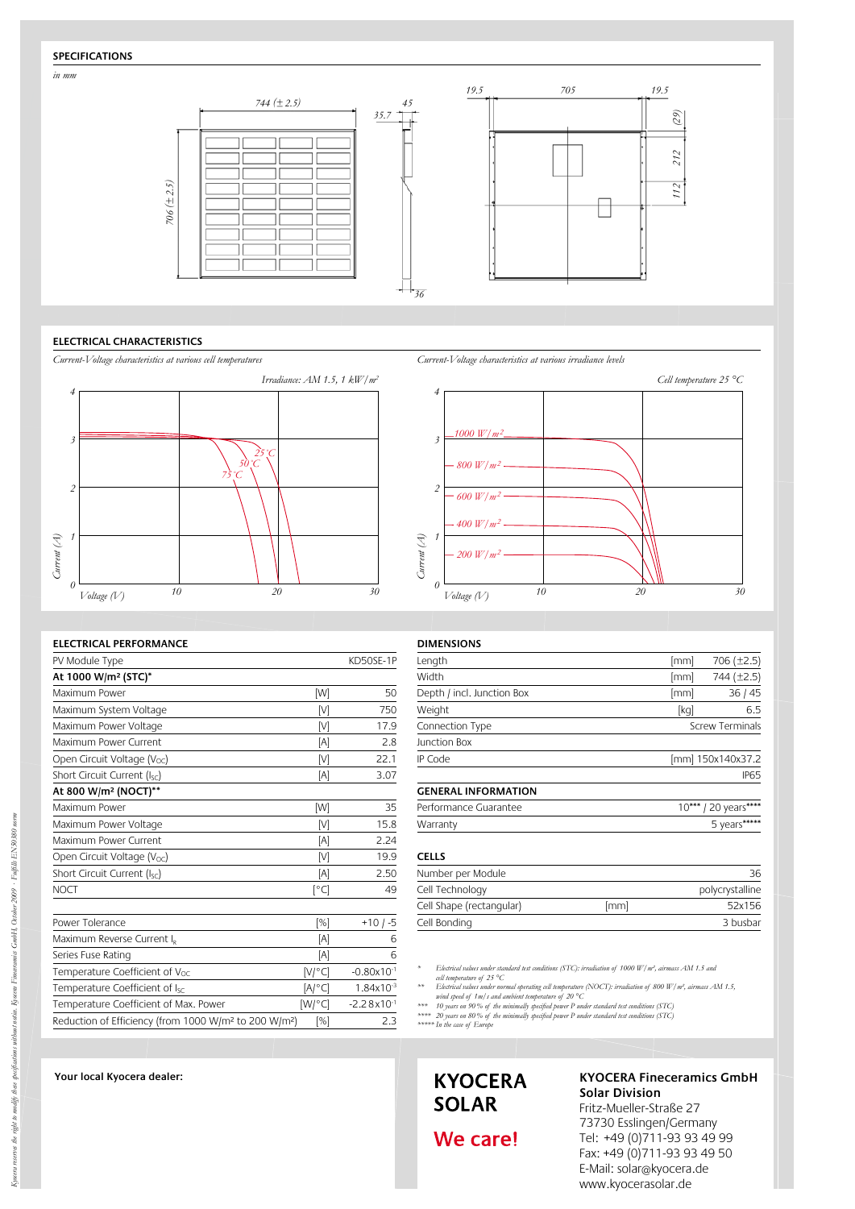## SPECIFICATIONS

*in mm*

744 (± 2.5)
706 (± 2.5)
45
35.7
36
19.5
705
19.5
(29)
212
112

## ELECTRICAL CHARACTERISTICS

*Current-Voltage characteristics at various cell temperatures*

Irradiance: AM 1.5, 1 kW/m²
25°C
50°C
75°C
Current (A)
Voltage (V)
0
1
2
3
4
10
20
30

*Current-Voltage characteristics at various irradiance levels*

Cell temperature 25 °C
1000 W/m²
800 W/m²
600 W/m²
400 W/m²
200 W/m²
Current (A)
Voltage (V)
0
1
2
3
4
10
20
30

## ELECTRICAL PERFORMANCE

| | | |
|---|---|---|
| PV Module Type | | KD50SE-1P |
| **At 1000 W/m² (STC)*** | | |
| Maximum Power | [W] | 50 |
| Maximum System Voltage | [V] | 750 |
| Maximum Power Voltage | [V] | 17.9 |
| Maximum Power Current | [A] | 2.8 |
| Open Circuit Voltage ($V_{OC}$) | [V] | 22.1 |
| Short Circuit Current ($I_{SC}$) | [A] | 3.07 |
| **At 800 W/m² (NOCT)**** | | |
| Maximum Power | [W] | 35 |
| Maximum Power Voltage | [V] | 15.8 |
| Maximum Power Current | [A] | 2.24 |
| Open Circuit Voltage ($V_{OC}$) | [V] | 19.9 |
| Short Circuit Current ($I_{SC}$) | [A] | 2.50 |
| NOCT | [°C] | 49 |
| | | |
| Power Tolerance | [%] | +10 / -5 |
| Maximum Reverse Current $I_R$ | [A] | 6 |
| Series Fuse Rating | [A] | 6 |
| Temperature Coefficient of $V_{OC}$ | [V/°C] | $-0.80 \times 10^{-1}$ |
| Temperature Coefficient of $I_{SC}$ | [A/°C] | $1.84 \times 10^{-3}$ |
| Temperature Coefficient of Max. Power | [W/°C] | $-2.28 \times 10^{-1}$ |
| Reduction of Efficiency (from 1000 W/m² to 200 W/m²) | [%] | 2.3 |

## DIMENSIONS

| | | |
|---|---|---|
| Length | [mm] | 706 (±2.5) |
| Width | [mm] | 744 (±2.5) |
| Depth / incl. Junction Box | [mm] | 36 / 45 |
| Weight | [kg] | 6.5 |
| Connection Type | | Screw Terminals |
| Junction Box | | |
| IP Code | [mm] | 150x140x37.2 |
| | | IP65 |

## GENERAL INFORMATION

| | |
|---|---|
| Performance Guarantee | 10*** / 20 years**** |
| Warranty | 5 years***** |

## CELLS

| | | |
|---|---|---|
| Number per Module | | 36 |
| Cell Technology | | polycrystalline |
| Cell Shape (rectangular) | [mm] | 52x156 |
| Cell Bonding | | 3 busbar |

\* Electrical values under standard test conditions (STC): irradiation of 1000 W/m², airmass AM 1.5 and cell temperature of 25 °C
** Electrical values under normal operating cell temperature (NOCT): irradiation of 800 W/m², airmass AM 1.5, wind speed of 1m/s and ambient temperature of 20 °C
*** 10 years on 90% of the minimally specified power P under standard test conditions (STC)
**** 20 years on 80% of the minimally specified power P under standard test conditions (STC)
***** In the case of Europe

Kyocera reserves the right to modify these specifications without notice. Kyocera Fineceramics GmbH, October 2009 · Fulfills EN50380 norm

**Your local Kyocera dealer:**

**KYOCERA SOLAR**
**We care!**

**KYOCERA Fineceramics GmbH**
**Solar Division**
Fritz-Mueller-Straße 27
73730 Esslingen/Germany
Tel: +49 (0)711-93 93 49 99
Fax: +49 (0)711-93 93 49 50
E-Mail: solar@kyocera.de
www.kyocerasolar.de